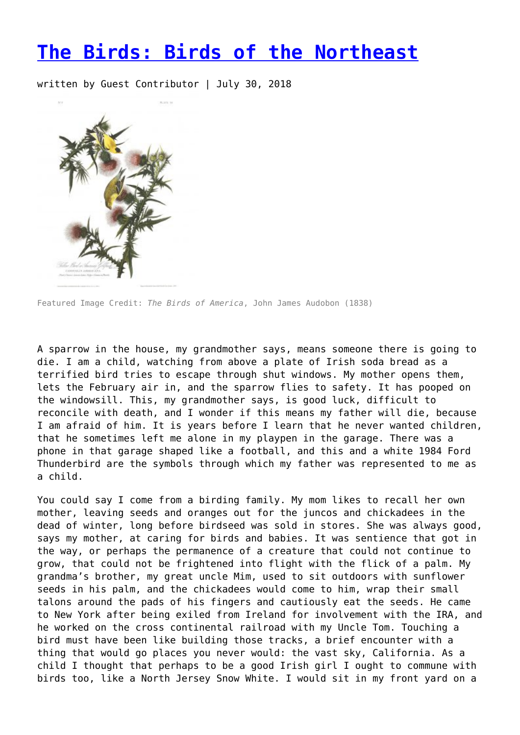# The Birds: Birds of the Northeast

written by Guest Contributor | July 30, 2018

Featured Image Credit: *The Birds of America*, John James Audobon (1838)

A sparrow in the house, my grandmother says, means someone there is going to die. I am a child, watching from above a plate of Irish soda bread as a terrified bird tries to escape through shut windows. My mother opens them, lets the February air in, and the sparrow flies to safety. It has pooped on the windowsill. This, my grandmother says, is good luck, difficult to reconcile with death, and I wonder if this means my father will die, because I am afraid of him. It is years before I learn that he never wanted children, that he sometimes left me alone in my playpen in the garage. There was a phone in that garage shaped like a football, and this and a white 1984 Ford Thunderbird are the symbols through which my father was represented to me as a child.

You could say I come from a birding family. My mom likes to recall her own mother, leaving seeds and oranges out for the juncos and chickadees in the dead of winter, long before birdseed was sold in stores. She was always good, says my mother, at caring for birds and babies. It was sentience that got in the way, or perhaps the permanence of a creature that could not continue to grow, that could not be frightened into flight with the flick of a palm. My grandma's brother, my great uncle Mim, used to sit outdoors with sunflower seeds in his palm, and the chickadees would come to him, wrap their small talons around the pads of his fingers and cautiously eat the seeds. He came to New York after being exiled from Ireland for involvement with the IRA, and he worked on the cross continental railroad with my Uncle Tom. Touching a bird must have been like building those tracks, a brief encounter with a thing that would go places you never would: the vast sky, California. As a child I thought that perhaps to be a good Irish girl I ought to commune with birds too, like a North Jersey Snow White. I would sit in my front yard on a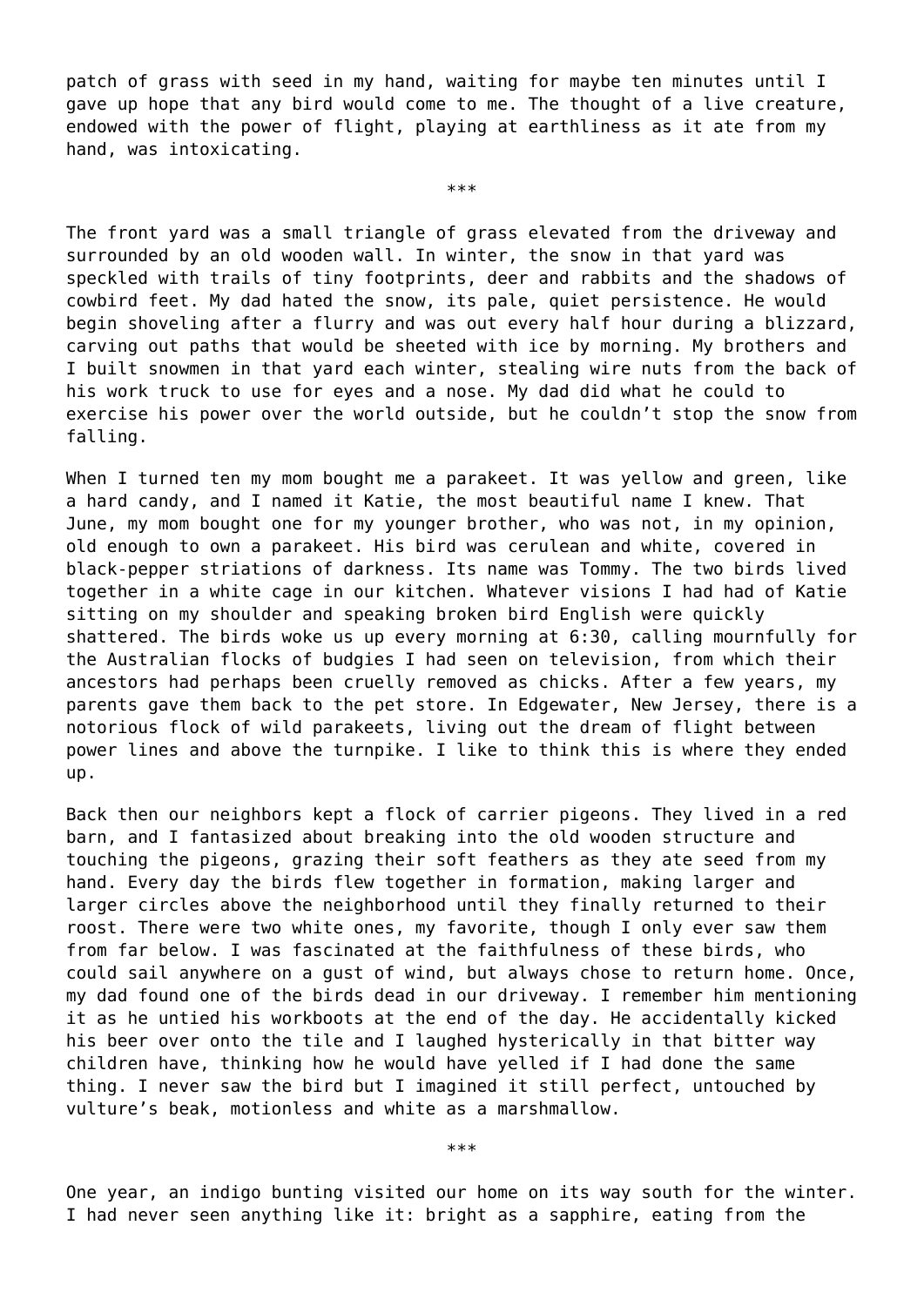patch of grass with seed in my hand, waiting for maybe ten minutes until I gave up hope that any bird would come to me. The thought of a live creature, endowed with the power of flight, playing at earthliness as it ate from my hand, was intoxicating.

***

The front yard was a small triangle of grass elevated from the driveway and surrounded by an old wooden wall. In winter, the snow in that yard was speckled with trails of tiny footprints, deer and rabbits and the shadows of cowbird feet. My dad hated the snow, its pale, quiet persistence. He would begin shoveling after a flurry and was out every half hour during a blizzard, carving out paths that would be sheeted with ice by morning. My brothers and I built snowmen in that yard each winter, stealing wire nuts from the back of his work truck to use for eyes and a nose. My dad did what he could to exercise his power over the world outside, but he couldn't stop the snow from falling.

When I turned ten my mom bought me a parakeet. It was yellow and green, like a hard candy, and I named it Katie, the most beautiful name I knew. That June, my mom bought one for my younger brother, who was not, in my opinion, old enough to own a parakeet. His bird was cerulean and white, covered in black-pepper striations of darkness. Its name was Tommy. The two birds lived together in a white cage in our kitchen. Whatever visions I had had of Katie sitting on my shoulder and speaking broken bird English were quickly shattered. The birds woke us up every morning at 6:30, calling mournfully for the Australian flocks of budgies I had seen on television, from which their ancestors had perhaps been cruelly removed as chicks. After a few years, my parents gave them back to the pet store. In Edgewater, New Jersey, there is a notorious flock of wild parakeets, living out the dream of flight between power lines and above the turnpike. I like to think this is where they ended up.

Back then our neighbors kept a flock of carrier pigeons. They lived in a red barn, and I fantasized about breaking into the old wooden structure and touching the pigeons, grazing their soft feathers as they ate seed from my hand. Every day the birds flew together in formation, making larger and larger circles above the neighborhood until they finally returned to their roost. There were two white ones, my favorite, though I only ever saw them from far below. I was fascinated at the faithfulness of these birds, who could sail anywhere on a gust of wind, but always chose to return home. Once, my dad found one of the birds dead in our driveway. I remember him mentioning it as he untied his workboots at the end of the day. He accidentally kicked his beer over onto the tile and I laughed hysterically in that bitter way children have, thinking how he would have yelled if I had done the same thing. I never saw the bird but I imagined it still perfect, untouched by vulture's beak, motionless and white as a marshmallow.

***

One year, an indigo bunting visited our home on its way south for the winter. I had never seen anything like it: bright as a sapphire, eating from the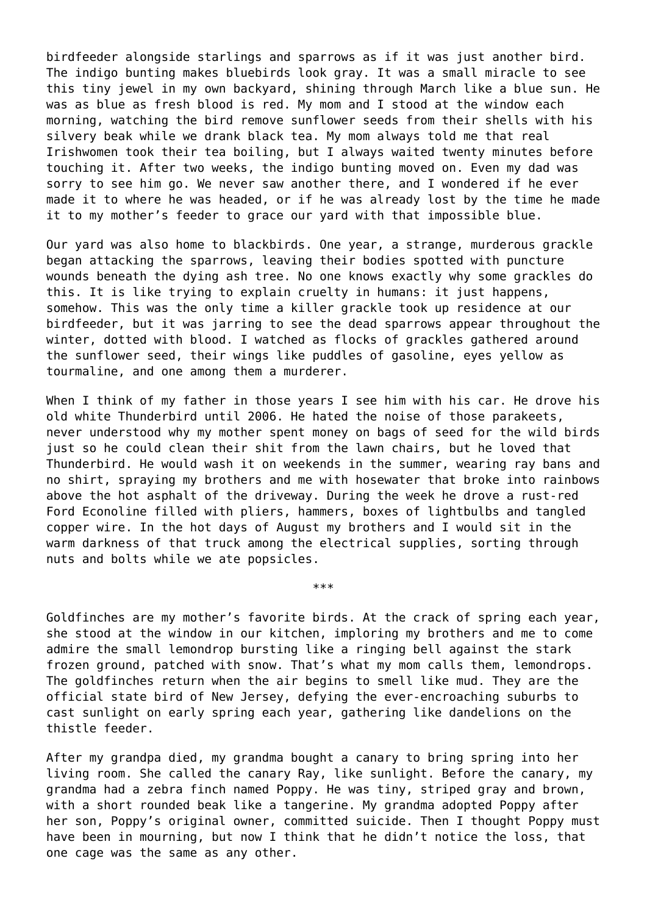birdfeeder alongside starlings and sparrows as if it was just another bird. The indigo bunting makes bluebirds look gray. It was a small miracle to see this tiny jewel in my own backyard, shining through March like a blue sun. He was as blue as fresh blood is red. My mom and I stood at the window each morning, watching the bird remove sunflower seeds from their shells with his silvery beak while we drank black tea. My mom always told me that real Irishwomen took their tea boiling, but I always waited twenty minutes before touching it. After two weeks, the indigo bunting moved on. Even my dad was sorry to see him go. We never saw another there, and I wondered if he ever made it to where he was headed, or if he was already lost by the time he made it to my mother's feeder to grace our yard with that impossible blue.

Our yard was also home to blackbirds. One year, a strange, murderous grackle began attacking the sparrows, leaving their bodies spotted with puncture wounds beneath the dying ash tree. No one knows exactly why some grackles do this. It is like trying to explain cruelty in humans: it just happens, somehow. This was the only time a killer grackle took up residence at our birdfeeder, but it was jarring to see the dead sparrows appear throughout the winter, dotted with blood. I watched as flocks of grackles gathered around the sunflower seed, their wings like puddles of gasoline, eyes yellow as tourmaline, and one among them a murderer.

When I think of my father in those years I see him with his car. He drove his old white Thunderbird until 2006. He hated the noise of those parakeets, never understood why my mother spent money on bags of seed for the wild birds just so he could clean their shit from the lawn chairs, but he loved that Thunderbird. He would wash it on weekends in the summer, wearing ray bans and no shirt, spraying my brothers and me with hosewater that broke into rainbows above the hot asphalt of the driveway. During the week he drove a rust-red Ford Econoline filled with pliers, hammers, boxes of lightbulbs and tangled copper wire. In the hot days of August my brothers and I would sit in the warm darkness of that truck among the electrical supplies, sorting through nuts and bolts while we ate popsicles.

***

Goldfinches are my mother's favorite birds. At the crack of spring each year, she stood at the window in our kitchen, imploring my brothers and me to come admire the small lemondrop bursting like a ringing bell against the stark frozen ground, patched with snow. That's what my mom calls them, lemondrops. The goldfinches return when the air begins to smell like mud. They are the official state bird of New Jersey, defying the ever-encroaching suburbs to cast sunlight on early spring each year, gathering like dandelions on the thistle feeder.

After my grandpa died, my grandma bought a canary to bring spring into her living room. She called the canary Ray, like sunlight. Before the canary, my grandma had a zebra finch named Poppy. He was tiny, striped gray and brown, with a short rounded beak like a tangerine. My grandma adopted Poppy after her son, Poppy's original owner, committed suicide. Then I thought Poppy must have been in mourning, but now I think that he didn't notice the loss, that one cage was the same as any other.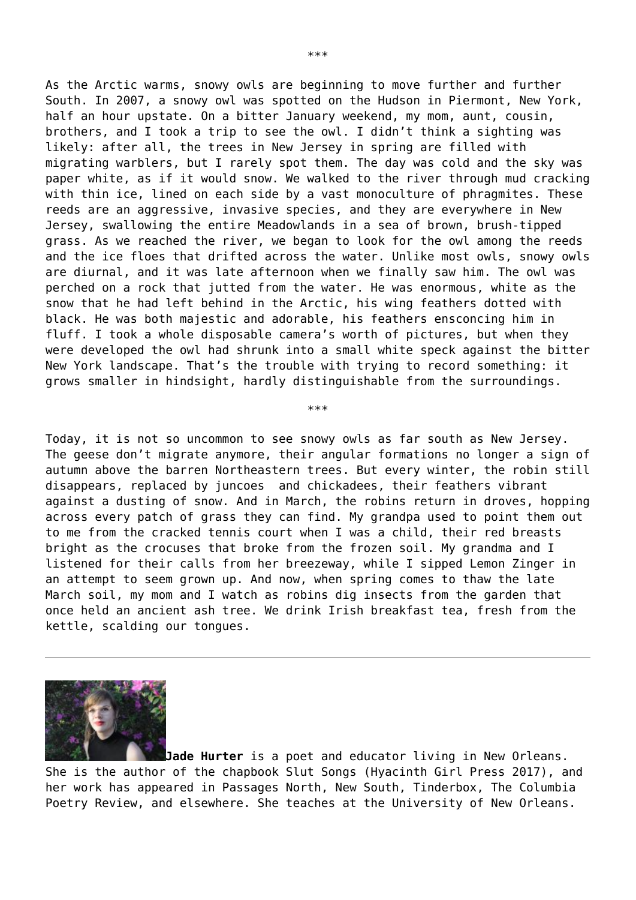***

As the Arctic warms, snowy owls are beginning to move further and further South. In 2007, a snowy owl was spotted on the Hudson in Piermont, New York, half an hour upstate. On a bitter January weekend, my mom, aunt, cousin, brothers, and I took a trip to see the owl. I didn't think a sighting was likely: after all, the trees in New Jersey in spring are filled with migrating warblers, but I rarely spot them. The day was cold and the sky was paper white, as if it would snow. We walked to the river through mud cracking with thin ice, lined on each side by a vast monoculture of phragmites. These reeds are an aggressive, invasive species, and they are everywhere in New Jersey, swallowing the entire Meadowlands in a sea of brown, brush-tipped grass. As we reached the river, we began to look for the owl among the reeds and the ice floes that drifted across the water. Unlike most owls, snowy owls are diurnal, and it was late afternoon when we finally saw him. The owl was perched on a rock that jutted from the water. He was enormous, white as the snow that he had left behind in the Arctic, his wing feathers dotted with black. He was both majestic and adorable, his feathers ensconcing him in fluff. I took a whole disposable camera's worth of pictures, but when they were developed the owl had shrunk into a small white speck against the bitter New York landscape. That's the trouble with trying to record something: it grows smaller in hindsight, hardly distinguishable from the surroundings.

***

Today, it is not so uncommon to see snowy owls as far south as New Jersey. The geese don't migrate anymore, their angular formations no longer a sign of autumn above the barren Northeastern trees. But every winter, the robin still disappears, replaced by juncoes and chickadees, their feathers vibrant against a dusting of snow. And in March, the robins return in droves, hopping across every patch of grass they can find. My grandpa used to point them out to me from the cracked tennis court when I was a child, their red breasts bright as the crocuses that broke from the frozen soil. My grandma and I listened for their calls from her breezeway, while I sipped Lemon Zinger in an attempt to seem grown up. And now, when spring comes to thaw the late March soil, my mom and I watch as robins dig insects from the garden that once held an ancient ash tree. We drink Irish breakfast tea, fresh from the kettle, scalding our tongues.

---

**Jade Hurter** is a poet and educator living in New Orleans. She is the author of the chapbook Slut Songs (Hyacinth Girl Press 2017), and her work has appeared in Passages North, New South, Tinderbox, The Columbia Poetry Review, and elsewhere. She teaches at the University of New Orleans.